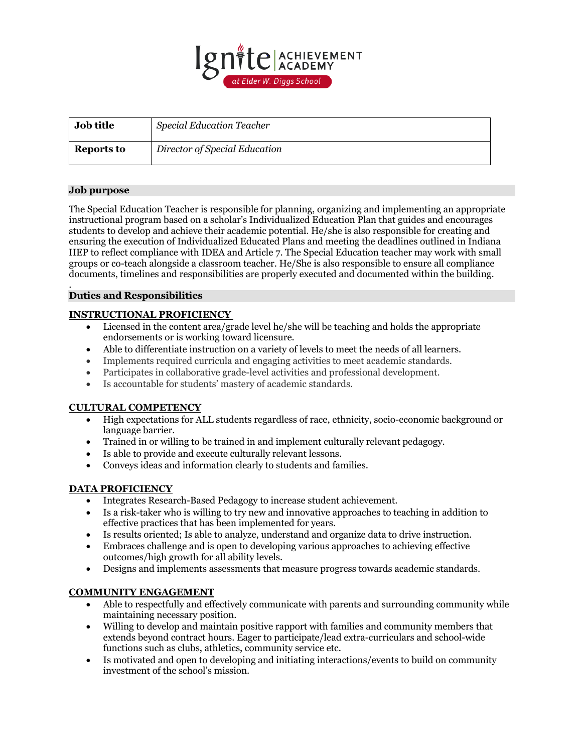Ignite | ACHIEVEMENT ACADEMY
at Elder W. Diggs School

| **Job title** | *Special Education Teacher* |
|---|---|
| **Reports to** | *Director of Special Education* |

## Job purpose

The Special Education Teacher is responsible for planning, organizing and implementing an appropriate instructional program based on a scholar's Individualized Education Plan that guides and encourages students to develop and achieve their academic potential. He/she is also responsible for creating and ensuring the execution of Individualized Educated Plans and meeting the deadlines outlined in Indiana IIEP to reflect compliance with IDEA and Article 7. The Special Education teacher may work with small groups or co-teach alongside a classroom teacher. He/She is also responsible to ensure all compliance documents, timelines and responsibilities are properly executed and documented within the building.

.

## Duties and Responsibilities

### INSTRUCTIONAL PROFICIENCY

- Licensed in the content area/grade level he/she will be teaching and holds the appropriate endorsements or is working toward licensure.
- Able to differentiate instruction on a variety of levels to meet the needs of all learners.
- Implements required curricula and engaging activities to meet academic standards.
- Participates in collaborative grade-level activities and professional development.
- Is accountable for students' mastery of academic standards.

### CULTURAL COMPETENCY

- High expectations for ALL students regardless of race, ethnicity, socio-economic background or language barrier.
- Trained in or willing to be trained in and implement culturally relevant pedagogy.
- Is able to provide and execute culturally relevant lessons.
- Conveys ideas and information clearly to students and families.

### DATA PROFICIENCY

- Integrates Research-Based Pedagogy to increase student achievement.
- Is a risk-taker who is willing to try new and innovative approaches to teaching in addition to effective practices that has been implemented for years.
- Is results oriented; Is able to analyze, understand and organize data to drive instruction.
- Embraces challenge and is open to developing various approaches to achieving effective outcomes/high growth for all ability levels.
- Designs and implements assessments that measure progress towards academic standards.

### COMMUNITY ENGAGEMENT

- Able to respectfully and effectively communicate with parents and surrounding community while maintaining necessary position.
- Willing to develop and maintain positive rapport with families and community members that extends beyond contract hours. Eager to participate/lead extra-curriculars and school-wide functions such as clubs, athletics, community service etc.
- Is motivated and open to developing and initiating interactions/events to build on community investment of the school's mission.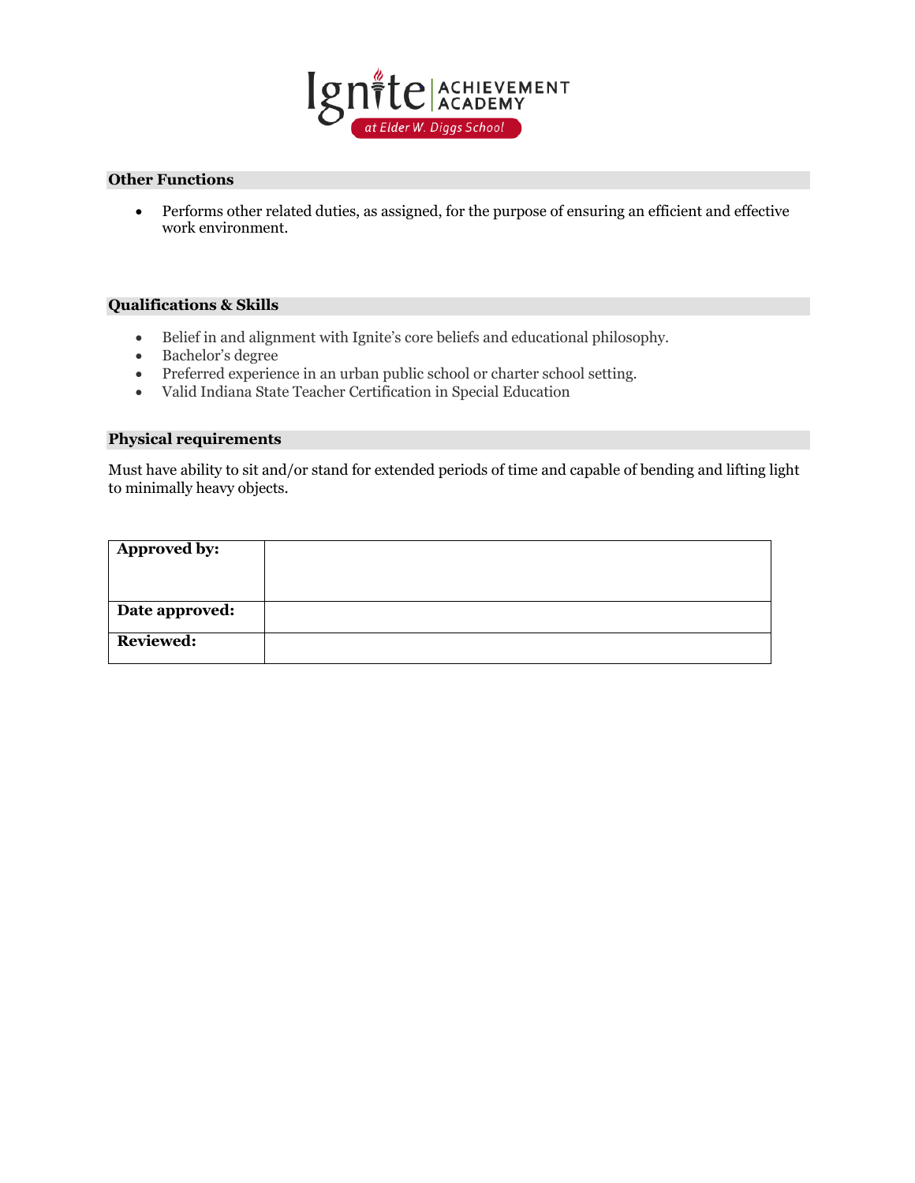## Other Functions

- Performs other related duties, as assigned, for the purpose of ensuring an efficient and effective work environment.

## Qualifications & Skills

- Belief in and alignment with Ignite's core beliefs and educational philosophy.
- Bachelor's degree
- Preferred experience in an urban public school or charter school setting.
- Valid Indiana State Teacher Certification in Special Education

## Physical requirements

Must have ability to sit and/or stand for extended periods of time and capable of bending and lifting light to minimally heavy objects.

| | |
|---|---|
| **Approved by:** | |
| **Date approved:** | |
| **Reviewed:** | |